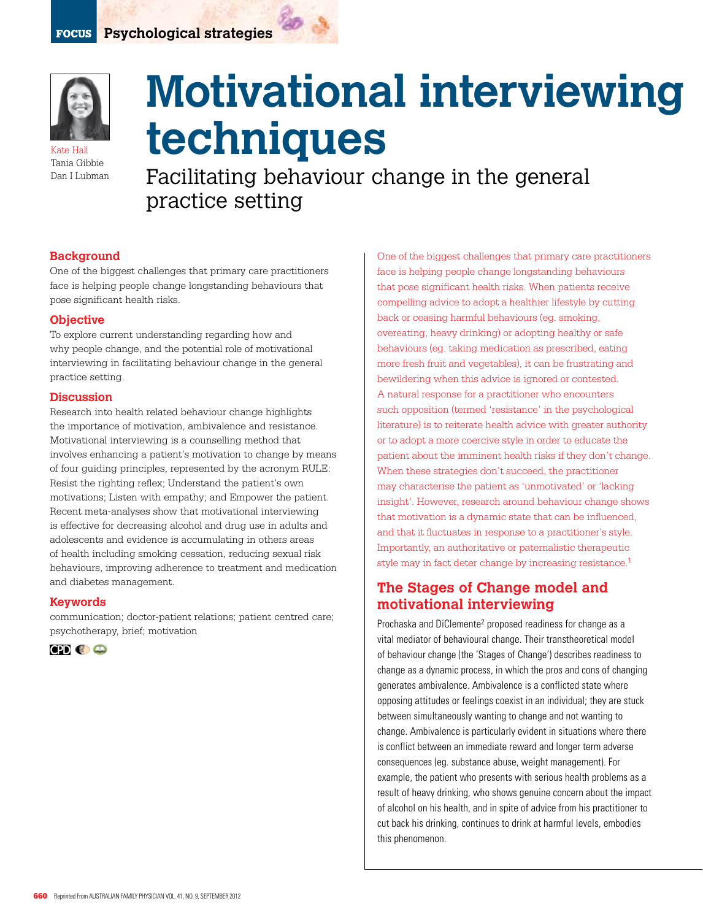# Motivational interviewing techniques

## Facilitating behaviour change in the general practice setting

Kate Hall
Tania Gibbie
Dan I Lubman

### Background

One of the biggest challenges that primary care practitioners face is helping people change longstanding behaviours that pose significant health risks.

### Objective

To explore current understanding regarding how and why people change, and the potential role of motivational interviewing in facilitating behaviour change in the general practice setting.

### Discussion

Research into health related behaviour change highlights the importance of motivation, ambivalence and resistance. Motivational interviewing is a counselling method that involves enhancing a patient's motivation to change by means of four guiding principles, represented by the acronym RULE: Resist the righting reflex; Understand the patient's own motivations; Listen with empathy; and Empower the patient. Recent meta-analyses show that motivational interviewing is effective for decreasing alcohol and drug use in adults and adolescents and evidence is accumulating in others areas of health including smoking cessation, reducing sexual risk behaviours, improving adherence to treatment and medication and diabetes management.

### Keywords

communication; doctor-patient relations; patient centred care; psychotherapy, brief; motivation

One of the biggest challenges that primary care practitioners face is helping people change longstanding behaviours that pose significant health risks. When patients receive compelling advice to adopt a healthier lifestyle by cutting back or ceasing harmful behaviours (eg. smoking, overeating, heavy drinking) or adopting healthy or safe behaviours (eg. taking medication as prescribed, eating more fresh fruit and vegetables), it can be frustrating and bewildering when this advice is ignored or contested. A natural response for a practitioner who encounters such opposition (termed 'resistance' in the psychological literature) is to reiterate health advice with greater authority or to adopt a more coercive style in order to educate the patient about the imminent health risks if they don't change. When these strategies don't succeed, the practitioner may characterise the patient as 'unmotivated' or 'lacking insight'. However, research around behaviour change shows that motivation is a dynamic state that can be influenced, and that it fluctuates in response to a practitioner's style. Importantly, an authoritative or paternalistic therapeutic style may in fact deter change by increasing resistance.[1]

## The Stages of Change model and motivational interviewing

Prochaska and DiClemente[2] proposed readiness for change as a vital mediator of behavioural change. Their transtheoretical model of behaviour change (the 'Stages of Change') describes readiness to change as a dynamic process, in which the pros and cons of changing generates ambivalence. Ambivalence is a conflicted state where opposing attitudes or feelings coexist in an individual; they are stuck between simultaneously wanting to change and not wanting to change. Ambivalence is particularly evident in situations where there is conflict between an immediate reward and longer term adverse consequences (eg. substance abuse, weight management). For example, the patient who presents with serious health problems as a result of heavy drinking, who shows genuine concern about the impact of alcohol on his health, and in spite of advice from his practitioner to cut back his drinking, continues to drink at harmful levels, embodies this phenomenon.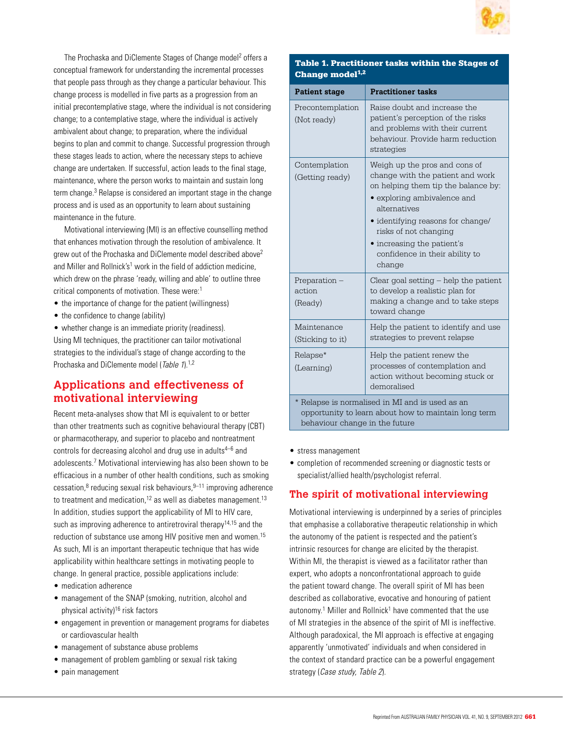The Prochaska and DiClemente Stages of Change model[2] offers a conceptual framework for understanding the incremental processes that people pass through as they change a particular behaviour. This change process is modelled in five parts as a progression from an initial precontemplative stage, where the individual is not considering change; to a contemplative stage, where the individual is actively ambivalent about change; to preparation, where the individual begins to plan and commit to change. Successful progression through these stages leads to action, where the necessary steps to achieve change are undertaken. If successful, action leads to the final stage, maintenance, where the person works to maintain and sustain long term change.[3] Relapse is considered an important stage in the change process and is used as an opportunity to learn about sustaining maintenance in the future.

Motivational interviewing (MI) is an effective counselling method that enhances motivation through the resolution of ambivalence. It grew out of the Prochaska and DiClemente model described above[2] and Miller and Rollnick's[1] work in the field of addiction medicine, which drew on the phrase 'ready, willing and able' to outline three critical components of motivation. These were:[1]

- the importance of change for the patient (willingness)
- the confidence to change (ability)
- whether change is an immediate priority (readiness).

Using MI techniques, the practitioner can tailor motivational strategies to the individual's stage of change according to the Prochaska and DiClemente model (*Table 1*).[1,2]

**Table 1. Practitioner tasks within the Stages of Change model[1,2]**

| Patient stage | Practitioner tasks |
| --- | --- |
| Precontemplation (Not ready) | Raise doubt and increase the patient's perception of the risks and problems with their current behaviour. Provide harm reduction strategies |
| Contemplation (Getting ready) | Weigh up the pros and cons of change with the patient and work on helping them tip the balance by: • exploring ambivalence and alternatives • identifying reasons for change/risks of not changing • increasing the patient's confidence in their ability to change |
| Preparation – action (Ready) | Clear goal setting – help the patient to develop a realistic plan for making a change and to take steps toward change |
| Maintenance (Sticking to it) | Help the patient to identify and use strategies to prevent relapse |
| Relapse* (Learning) | Help the patient renew the processes of contemplation and action without becoming stuck or demoralised |

* Relapse is normalised in MI and is used as an opportunity to learn about how to maintain long term behaviour change in the future

## Applications and effectiveness of motivational interviewing

Recent meta-analyses show that MI is equivalent to or better than other treatments such as cognitive behavioural therapy (CBT) or pharmacotherapy, and superior to placebo and nontreatment controls for decreasing alcohol and drug use in adults[4–6] and adolescents.[7] Motivational interviewing has also been shown to be efficacious in a number of other health conditions, such as smoking cessation,[8] reducing sexual risk behaviours,[9–11] improving adherence to treatment and medication,[12] as well as diabetes management.[13] In addition, studies support the applicability of MI to HIV care, such as improving adherence to antiretroviral therapy[14,15] and the reduction of substance use among HIV positive men and women.[15] As such, MI is an important therapeutic technique that has wide applicability within healthcare settings in motivating people to change. In general practice, possible applications include:

- medication adherence
- management of the SNAP (smoking, nutrition, alcohol and physical activity)[16] risk factors
- engagement in prevention or management programs for diabetes or cardiovascular health
- management of substance abuse problems
- management of problem gambling or sexual risk taking
- pain management
- stress management
- completion of recommended screening or diagnostic tests or specialist/allied health/psychologist referral.

## The spirit of motivational interviewing

Motivational interviewing is underpinned by a series of principles that emphasise a collaborative therapeutic relationship in which the autonomy of the patient is respected and the patient's intrinsic resources for change are elicited by the therapist. Within MI, the therapist is viewed as a facilitator rather than expert, who adopts a nonconfrontational approach to guide the patient toward change. The overall spirit of MI has been described as collaborative, evocative and honouring of patient autonomy.[1] Miller and Rollnick[1] have commented that the use of MI strategies in the absence of the spirit of MI is ineffective. Although paradoxical, the MI approach is effective at engaging apparently 'unmotivated' individuals and when considered in the context of standard practice can be a powerful engagement strategy (*Case study, Table 2*).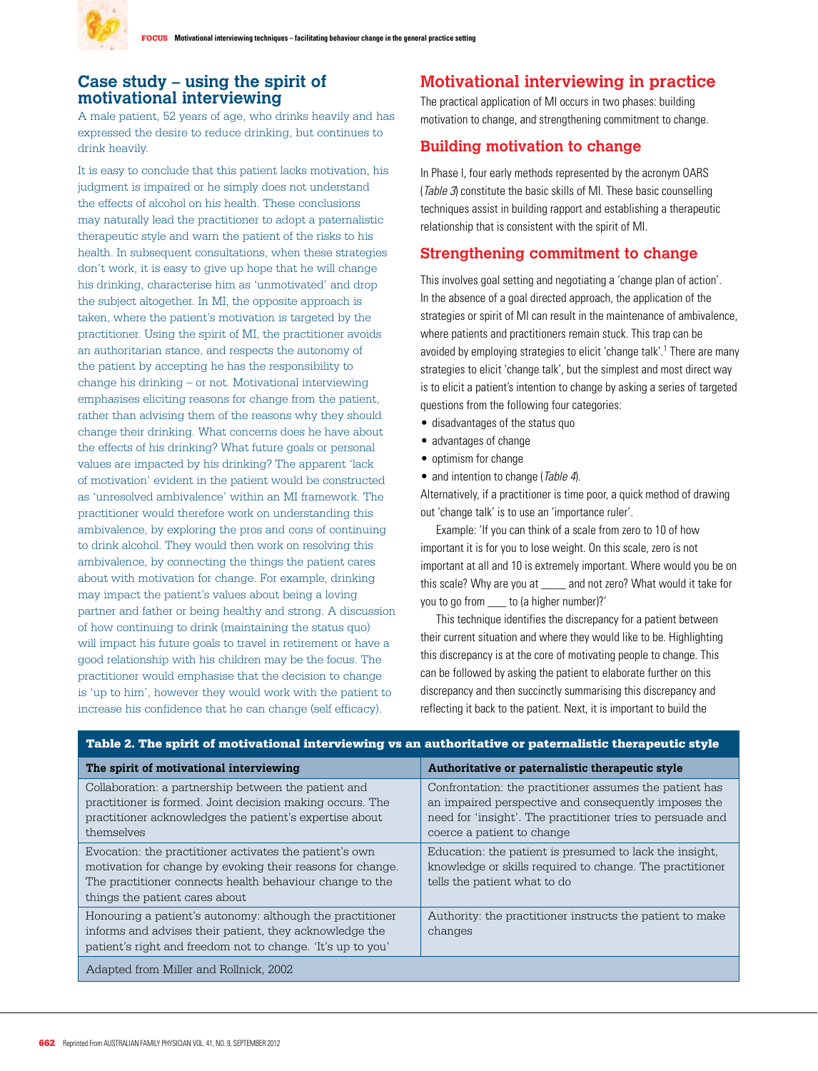## Case study – using the spirit of motivational interviewing

A male patient, 52 years of age, who drinks heavily and has expressed the desire to reduce drinking, but continues to drink heavily.

It is easy to conclude that this patient lacks motivation, his judgment is impaired or he simply does not understand the effects of alcohol on his health. These conclusions may naturally lead the practitioner to adopt a paternalistic therapeutic style and warn the patient of the risks to his health. In subsequent consultations, when these strategies don't work, it is easy to give up hope that he will change his drinking, characterise him as 'unmotivated' and drop the subject altogether. In MI, the opposite approach is taken, where the patient's motivation is targeted by the practitioner. Using the spirit of MI, the practitioner avoids an authoritarian stance, and respects the autonomy of the patient by accepting he has the responsibility to change his drinking – or not. Motivational interviewing emphasises eliciting reasons for change from the patient, rather than advising them of the reasons why they should change their drinking. What concerns does he have about the effects of his drinking? What future goals or personal values are impacted by his drinking? The apparent 'lack of motivation' evident in the patient would be constructed as 'unresolved ambivalence' within an MI framework. The practitioner would therefore work on understanding this ambivalence, by exploring the pros and cons of continuing to drink alcohol. They would then work on resolving this ambivalence, by connecting the things the patient cares about with motivation for change. For example, drinking may impact the patient's values about being a loving partner and father or being healthy and strong. A discussion of how continuing to drink (maintaining the status quo) will impact his future goals to travel in retirement or have a good relationship with his children may be the focus. The practitioner would emphasise that the decision to change is 'up to him', however they would work with the patient to increase his confidence that he can change (self efficacy).

## Motivational interviewing in practice

The practical application of MI occurs in two phases: building motivation to change, and strengthening commitment to change.

### Building motivation to change

In Phase I, four early methods represented by the acronym OARS (*Table 3*) constitute the basic skills of MI. These basic counselling techniques assist in building rapport and establishing a therapeutic relationship that is consistent with the spirit of MI.

### Strengthening commitment to change

This involves goal setting and negotiating a 'change plan of action'. In the absence of a goal directed approach, the application of the strategies or spirit of MI can result in the maintenance of ambivalence, where patients and practitioners remain stuck. This trap can be avoided by employing strategies to elicit 'change talk'.[1] There are many strategies to elicit 'change talk', but the simplest and most direct way is to elicit a patient's intention to change by asking a series of targeted questions from the following four categories:

- disadvantages of the status quo
- advantages of change
- optimism for change
- and intention to change (*Table 4*).

Alternatively, if a practitioner is time poor, a quick method of drawing out 'change talk' is to use an 'importance ruler'.

Example: 'If you can think of a scale from zero to 10 of how important it is for you to lose weight. On this scale, zero is not important at all and 10 is extremely important. Where would you be on this scale? Why are you at _____ and not zero? What would it take for you to go from ___ to (a higher number)?'

This technique identifies the discrepancy for a patient between their current situation and where they would like to be. Highlighting this discrepancy is at the core of motivating people to change. This can be followed by asking the patient to elaborate further on this discrepancy and then succinctly summarising this discrepancy and reflecting it back to the patient. Next, it is important to build the

**Table 2. The spirit of motivational interviewing vs an authoritative or paternalistic therapeutic style**

| The spirit of motivational interviewing | Authoritative or paternalistic therapeutic style |
|---|---|
| Collaboration: a partnership between the patient and practitioner is formed. Joint decision making occurs. The practitioner acknowledges the patient's expertise about themselves | Confrontation: the practitioner assumes the patient has an impaired perspective and consequently imposes the need for 'insight'. The practitioner tries to persuade and coerce a patient to change |
| Evocation: the practitioner activates the patient's own motivation for change by evoking their reasons for change. The practitioner connects health behaviour change to the things the patient cares about | Education: the patient is presumed to lack the insight, knowledge or skills required to change. The practitioner tells the patient what to do |
| Honouring a patient's autonomy: although the practitioner informs and advises their patient, they acknowledge the patient's right and freedom not to change. 'It's up to you' | Authority: the practitioner instructs the patient to make changes |

Adapted from Miller and Rollnick, 2002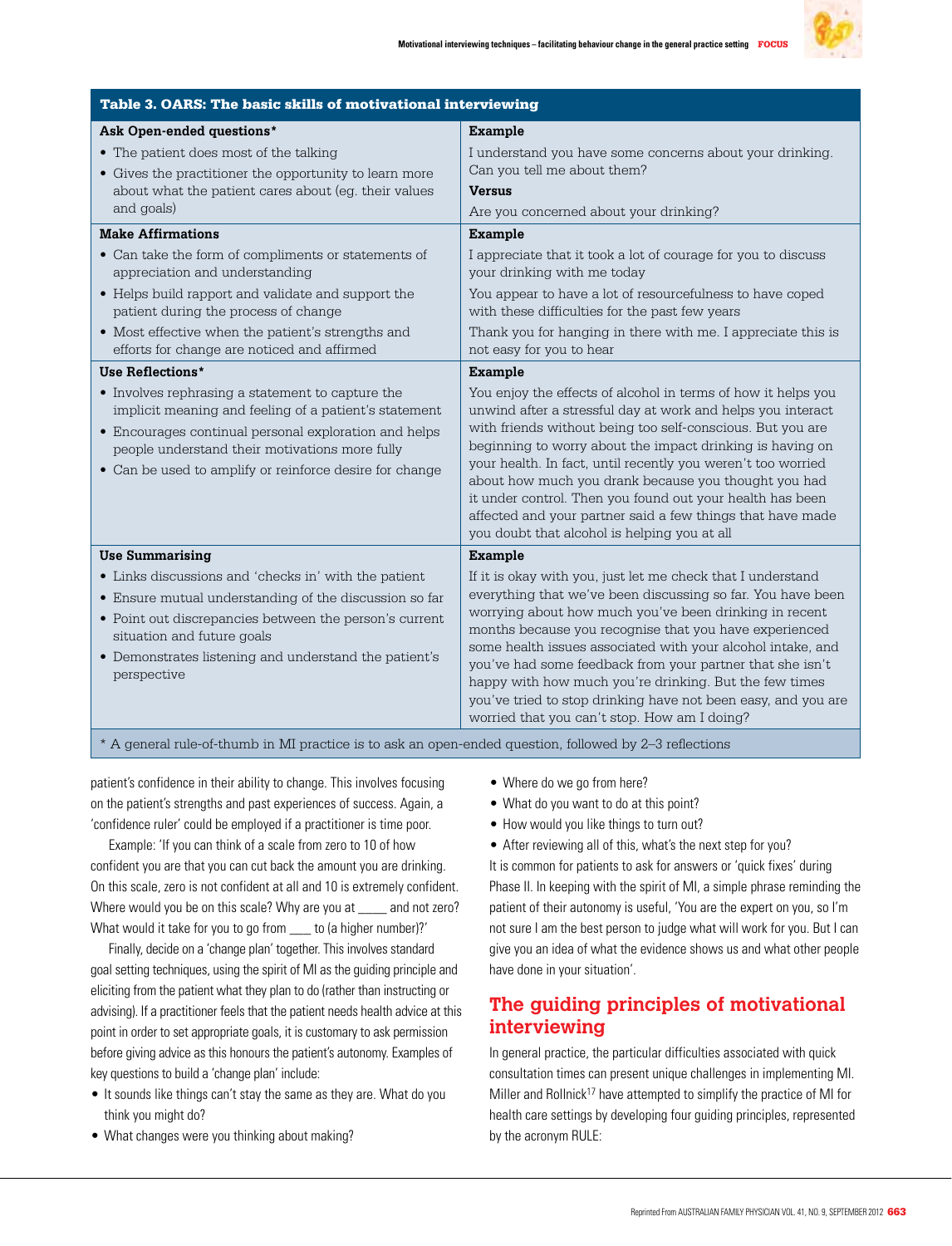**Table 3. OARS: The basic skills of motivational interviewing**

| **Ask Open-ended questions*** | **Example** |
|---|---|
| • The patient does most of the talking<br>• Gives the practitioner the opportunity to learn more about what the patient cares about (eg. their values and goals) | I understand you have some concerns about your drinking. Can you tell me about them?<br>**Versus**<br>Are you concerned about your drinking? |
| **Make Affirmations** | **Example** |
| • Can take the form of compliments or statements of appreciation and understanding<br>• Helps build rapport and validate and support the patient during the process of change<br>• Most effective when the patient's strengths and efforts for change are noticed and affirmed | I appreciate that it took a lot of courage for you to discuss your drinking with me today<br>You appear to have a lot of resourcefulness to have coped with these difficulties for the past few years<br>Thank you for hanging in there with me. I appreciate this is not easy for you to hear |
| **Use Reflections*** | **Example** |
| • Involves rephrasing a statement to capture the implicit meaning and feeling of a patient's statement<br>• Encourages continual personal exploration and helps people understand their motivations more fully<br>• Can be used to amplify or reinforce desire for change | You enjoy the effects of alcohol in terms of how it helps you unwind after a stressful day at work and helps you interact with friends without being too self-conscious. But you are beginning to worry about the impact drinking is having on your health. In fact, until recently you weren't too worried about how much you drank because you thought you had it under control. Then you found out your health has been affected and your partner said a few things that have made you doubt that alcohol is helping you at all |
| **Use Summarising** | **Example** |
| • Links discussions and 'checks in' with the patient<br>• Ensure mutual understanding of the discussion so far<br>• Point out discrepancies between the person's current situation and future goals<br>• Demonstrates listening and understand the patient's perspective | If it is okay with you, just let me check that I understand everything that we've been discussing so far. You have been worrying about how much you've been drinking in recent months because you recognise that you have experienced some health issues associated with your alcohol intake, and you've had some feedback from your partner that she isn't happy with how much you're drinking. But the few times you've tried to stop drinking have not been easy, and you are worried that you can't stop. How am I doing? |

* A general rule-of-thumb in MI practice is to ask an open-ended question, followed by 2–3 reflections

patient's confidence in their ability to change. This involves focusing on the patient's strengths and past experiences of success. Again, a 'confidence ruler' could be employed if a practitioner is time poor.

Example: 'If you can think of a scale from zero to 10 of how confident you are that you can cut back the amount you are drinking. On this scale, zero is not confident at all and 10 is extremely confident. Where would you be on this scale? Why are you at ____ and not zero? What would it take for you to go from ___ to (a higher number)?'

Finally, decide on a 'change plan' together. This involves standard goal setting techniques, using the spirit of MI as the guiding principle and eliciting from the patient what they plan to do (rather than instructing or advising). If a practitioner feels that the patient needs health advice at this point in order to set appropriate goals, it is customary to ask permission before giving advice as this honours the patient's autonomy. Examples of key questions to build a 'change plan' include:

- It sounds like things can't stay the same as they are. What do you think you might do?
- What changes were you thinking about making?
- Where do we go from here?
- What do you want to do at this point?
- How would you like things to turn out?
- After reviewing all of this, what's the next step for you?

It is common for patients to ask for answers or 'quick fixes' during Phase II. In keeping with the spirit of MI, a simple phrase reminding the patient of their autonomy is useful, 'You are the expert on you, so I'm not sure I am the best person to judge what will work for you. But I can give you an idea of what the evidence shows us and what other people have done in your situation'.

## The guiding principles of motivational interviewing

In general practice, the particular difficulties associated with quick consultation times can present unique challenges in implementing MI. Miller and Rollnick[17] have attempted to simplify the practice of MI for health care settings by developing four guiding principles, represented by the acronym RULE: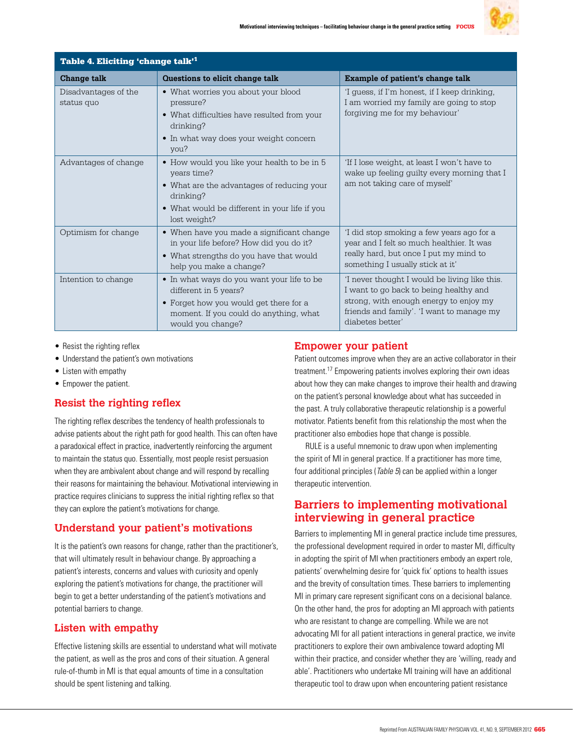**Table 4. Eliciting 'change talk'[1]**

| Change talk | Questions to elicit change talk | Example of patient's change talk |
|---|---|---|
| Disadvantages of the status quo | • What worries you about your blood pressure?<br>• What difficulties have resulted from your drinking?<br>• In what way does your weight concern you? | 'I guess, if I'm honest, if I keep drinking, I am worried my family are going to stop forgiving me for my behaviour' |
| Advantages of change | • How would you like your health to be in 5 years time?<br>• What are the advantages of reducing your drinking?<br>• What would be different in your life if you lost weight? | 'If I lose weight, at least I won't have to wake up feeling guilty every morning that I am not taking care of myself' |
| Optimism for change | • When have you made a significant change in your life before? How did you do it?<br>• What strengths do you have that would help you make a change? | 'I did stop smoking a few years ago for a year and I felt so much healthier. It was really hard, but once I put my mind to something I usually stick at it' |
| Intention to change | • In what ways do you want your life to be different in 5 years?<br>• Forget how you would get there for a moment. If you could do anything, what would you change? | 'I never thought I would be living like this. I want to go back to being healthy and strong, with enough energy to enjoy my friends and family'. 'I want to manage my diabetes better' |

- Resist the righting reflex
- Understand the patient's own motivations
- Listen with empathy
- Empower the patient.

## Resist the righting reflex

The righting reflex describes the tendency of health professionals to advise patients about the right path for good health. This can often have a paradoxical effect in practice, inadvertently reinforcing the argument to maintain the status quo. Essentially, most people resist persuasion when they are ambivalent about change and will respond by recalling their reasons for maintaining the behaviour. Motivational interviewing in practice requires clinicians to suppress the initial righting reflex so that they can explore the patient's motivations for change.

## Understand your patient's motivations

It is the patient's own reasons for change, rather than the practitioner's, that will ultimately result in behaviour change. By approaching a patient's interests, concerns and values with curiosity and openly exploring the patient's motivations for change, the practitioner will begin to get a better understanding of the patient's motivations and potential barriers to change.

## Listen with empathy

Effective listening skills are essential to understand what will motivate the patient, as well as the pros and cons of their situation. A general rule-of-thumb in MI is that equal amounts of time in a consultation should be spent listening and talking.

## Empower your patient

Patient outcomes improve when they are an active collaborator in their treatment.[17] Empowering patients involves exploring their own ideas about how they can make changes to improve their health and drawing on the patient's personal knowledge about what has succeeded in the past. A truly collaborative therapeutic relationship is a powerful motivator. Patients benefit from this relationship the most when the practitioner also embodies hope that change is possible.

RULE is a useful mnemonic to draw upon when implementing the spirit of MI in general practice. If a practitioner has more time, four additional principles (*Table 5*) can be applied within a longer therapeutic intervention.

## Barriers to implementing motivational interviewing in general practice

Barriers to implementing MI in general practice include time pressures, the professional development required in order to master MI, difficulty in adopting the spirit of MI when practitioners embody an expert role, patients' overwhelming desire for 'quick fix' options to health issues and the brevity of consultation times. These barriers to implementing MI in primary care represent significant cons on a decisional balance. On the other hand, the pros for adopting an MI approach with patients who are resistant to change are compelling. While we are not advocating MI for all patient interactions in general practice, we invite practitioners to explore their own ambivalence toward adopting MI within their practice, and consider whether they are 'willing, ready and able'. Practitioners who undertake MI training will have an additional therapeutic tool to draw upon when encountering patient resistance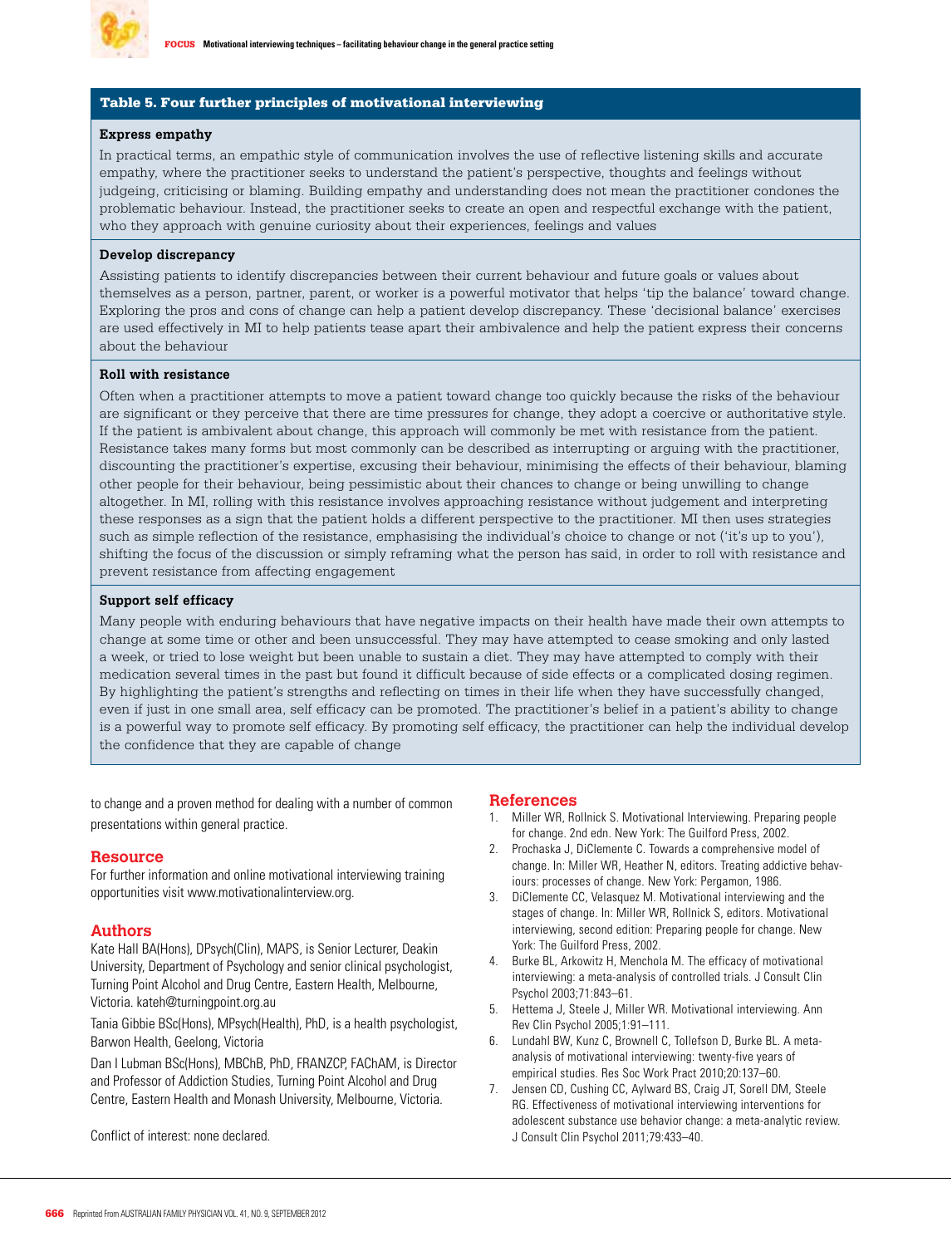**Table 5. Four further principles of motivational interviewing**

**Express empathy**

In practical terms, an empathic style of communication involves the use of reflective listening skills and accurate empathy, where the practitioner seeks to understand the patient's perspective, thoughts and feelings without judgeing, criticising or blaming. Building empathy and understanding does not mean the practitioner condones the problematic behaviour. Instead, the practitioner seeks to create an open and respectful exchange with the patient, who they approach with genuine curiosity about their experiences, feelings and values

**Develop discrepancy**

Assisting patients to identify discrepancies between their current behaviour and future goals or values about themselves as a person, partner, parent, or worker is a powerful motivator that helps 'tip the balance' toward change. Exploring the pros and cons of change can help a patient develop discrepancy. These 'decisional balance' exercises are used effectively in MI to help patients tease apart their ambivalence and help the patient express their concerns about the behaviour

**Roll with resistance**

Often when a practitioner attempts to move a patient toward change too quickly because the risks of the behaviour are significant or they perceive that there are time pressures for change, they adopt a coercive or authoritative style. If the patient is ambivalent about change, this approach will commonly be met with resistance from the patient. Resistance takes many forms but most commonly can be described as interrupting or arguing with the practitioner, discounting the practitioner's expertise, excusing their behaviour, minimising the effects of their behaviour, blaming other people for their behaviour, being pessimistic about their chances to change or being unwilling to change altogether. In MI, rolling with this resistance involves approaching resistance without judgement and interpreting these responses as a sign that the patient holds a different perspective to the practitioner. MI then uses strategies such as simple reflection of the resistance, emphasising the individual's choice to change or not ('it's up to you'), shifting the focus of the discussion or simply reframing what the person has said, in order to roll with resistance and prevent resistance from affecting engagement

**Support self efficacy**

Many people with enduring behaviours that have negative impacts on their health have made their own attempts to change at some time or other and been unsuccessful. They may have attempted to cease smoking and only lasted a week, or tried to lose weight but been unable to sustain a diet. They may have attempted to comply with their medication several times in the past but found it difficult because of side effects or a complicated dosing regimen. By highlighting the patient's strengths and reflecting on times in their life when they have successfully changed, even if just in one small area, self efficacy can be promoted. The practitioner's belief in a patient's ability to change is a powerful way to promote self efficacy. By promoting self efficacy, the practitioner can help the individual develop the confidence that they are capable of change

to change and a proven method for dealing with a number of common presentations within general practice.

## Resource

For further information and online motivational interviewing training opportunities visit www.motivationalinterview.org.

## Authors

Kate Hall BA(Hons), DPsych(Clin), MAPS, is Senior Lecturer, Deakin University, Department of Psychology and senior clinical psychologist, Turning Point Alcohol and Drug Centre, Eastern Health, Melbourne, Victoria. kateh@turningpoint.org.au

Tania Gibbie BSc(Hons), MPsych(Health), PhD, is a health psychologist, Barwon Health, Geelong, Victoria

Dan I Lubman BSc(Hons), MBChB, PhD, FRANZCP, FAChAM, is Director and Professor of Addiction Studies, Turning Point Alcohol and Drug Centre, Eastern Health and Monash University, Melbourne, Victoria.

Conflict of interest: none declared.

## References

1. Miller WR, Rollnick S. Motivational Interviewing. Preparing people for change. 2nd edn. New York: The Guilford Press, 2002.
2. Prochaska J, DiClemente C. Towards a comprehensive model of change. In: Miller WR, Heather N, editors. Treating addictive behaviours: processes of change. New York: Pergamon, 1986.
3. DiClemente CC, Velasquez M. Motivational interviewing and the stages of change. In: Miller WR, Rollnick S, editors. Motivational interviewing, second edition: Preparing people for change. New York: The Guilford Press, 2002.
4. Burke BL, Arkowitz H, Menchola M. The efficacy of motivational interviewing: a meta-analysis of controlled trials. J Consult Clin Psychol 2003;71:843–61.
5. Hettema J, Steele J, Miller WR. Motivational interviewing. Ann Rev Clin Psychol 2005;1:91–111.
6. Lundahl BW, Kunz C, Brownell C, Tollefson D, Burke BL. A meta-analysis of motivational interviewing: twenty-five years of empirical studies. Res Soc Work Pract 2010;20:137–60.
7. Jensen CD, Cushing CC, Aylward BS, Craig JT, Sorell DM, Steele RG. Effectiveness of motivational interviewing interventions for adolescent substance use behavior change: a meta-analytic review. J Consult Clin Psychol 2011;79:433–40.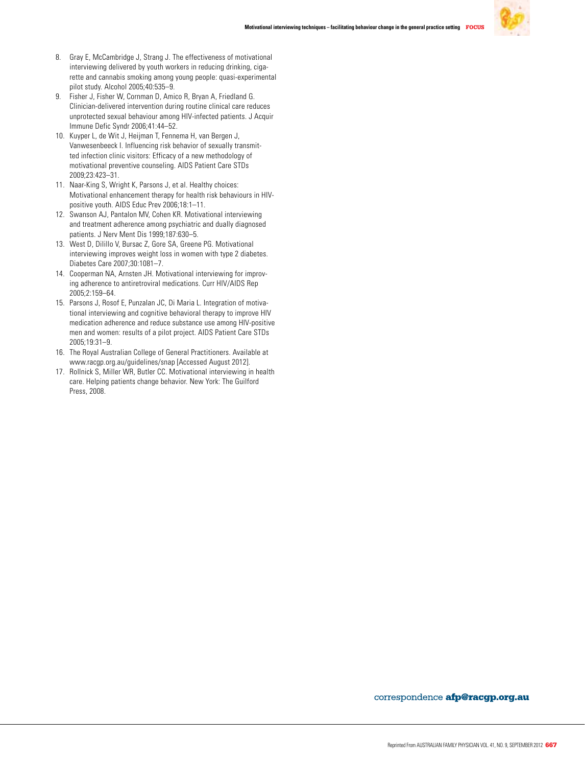8. Gray E, McCambridge J, Strang J. The effectiveness of motivational interviewing delivered by youth workers in reducing drinking, cigarette and cannabis smoking among young people: quasi-experimental pilot study. Alcohol 2005;40:535–9.
9. Fisher J, Fisher W, Cornman D, Amico R, Bryan A, Friedland G. Clinician-delivered intervention during routine clinical care reduces unprotected sexual behaviour among HIV-infected patients. J Acquir Immune Defic Syndr 2006;41:44–52.
10. Kuyper L, de Wit J, Heijman T, Fennema H, van Bergen J, Vanwesenbeeck I. Influencing risk behavior of sexually transmitted infection clinic visitors: Efficacy of a new methodology of motivational preventive counseling. AIDS Patient Care STDs 2009;23:423–31.
11. Naar-King S, Wright K, Parsons J, et al. Healthy choices: Motivational enhancement therapy for health risk behaviours in HIV-positive youth. AIDS Educ Prev 2006;18:1–11.
12. Swanson AJ, Pantalon MV, Cohen KR. Motivational interviewing and treatment adherence among psychiatric and dually diagnosed patients. J Nerv Ment Dis 1999;187:630–5.
13. West D, Dilillo V, Bursac Z, Gore SA, Greene PG. Motivational interviewing improves weight loss in women with type 2 diabetes. Diabetes Care 2007;30:1081–7.
14. Cooperman NA, Arnsten JH. Motivational interviewing for improving adherence to antiretroviral medications. Curr HIV/AIDS Rep 2005;2:159–64.
15. Parsons J, Rosof E, Punzalan JC, Di Maria L. Integration of motivational interviewing and cognitive behavioral therapy to improve HIV medication adherence and reduce substance use among HIV-positive men and women: results of a pilot project. AIDS Patient Care STDs 2005;19:31–9.
16. The Royal Australian College of General Practitioners. Available at www.racgp.org.au/guidelines/snap [Accessed August 2012].
17. Rollnick S, Miller WR, Butler CC. Motivational interviewing in health care. Helping patients change behavior. New York: The Guilford Press, 2008.

correspondence **afp@racgp.org.au**